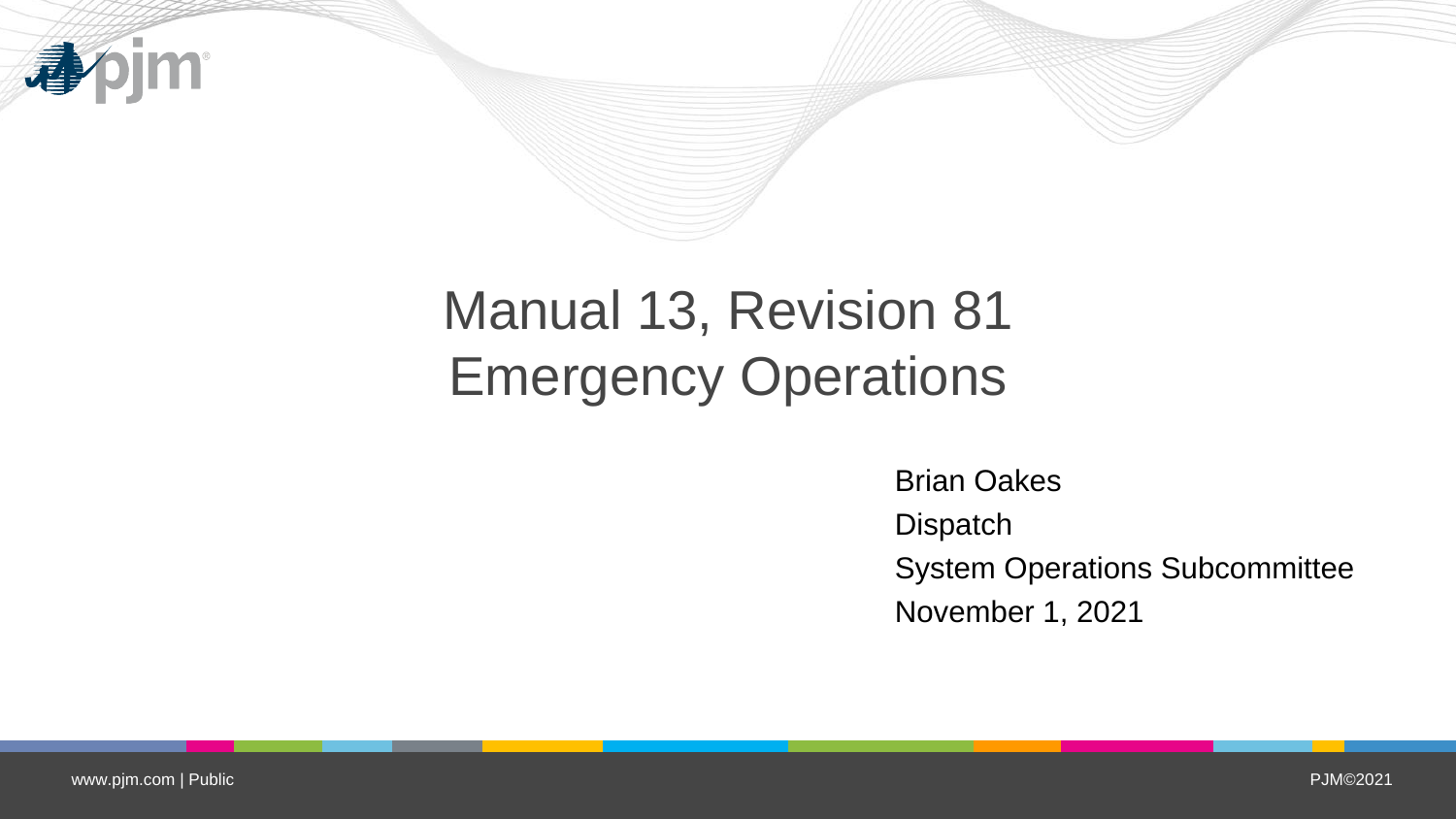# Manual 13, Revision 81
# Emergency Operations

Brian Oakes
Dispatch
System Operations Subcommittee
November 1, 2021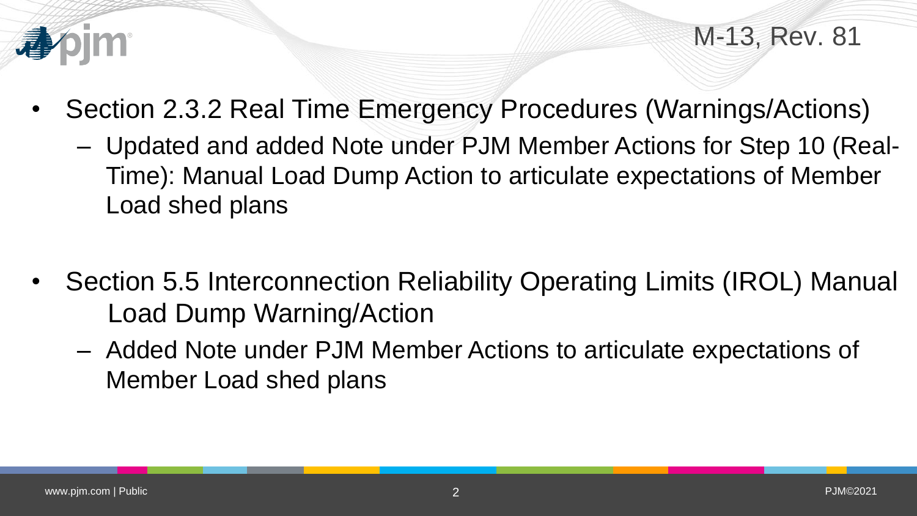# M-13, Rev. 81

- Section 2.3.2 Real Time Emergency Procedures (Warnings/Actions)
  - Updated and added Note under PJM Member Actions for Step 10 (Real-Time): Manual Load Dump Action to articulate expectations of Member Load shed plans

- Section 5.5 Interconnection Reliability Operating Limits (IROL) Manual Load Dump Warning/Action
  - Added Note under PJM Member Actions to articulate expectations of Member Load shed plans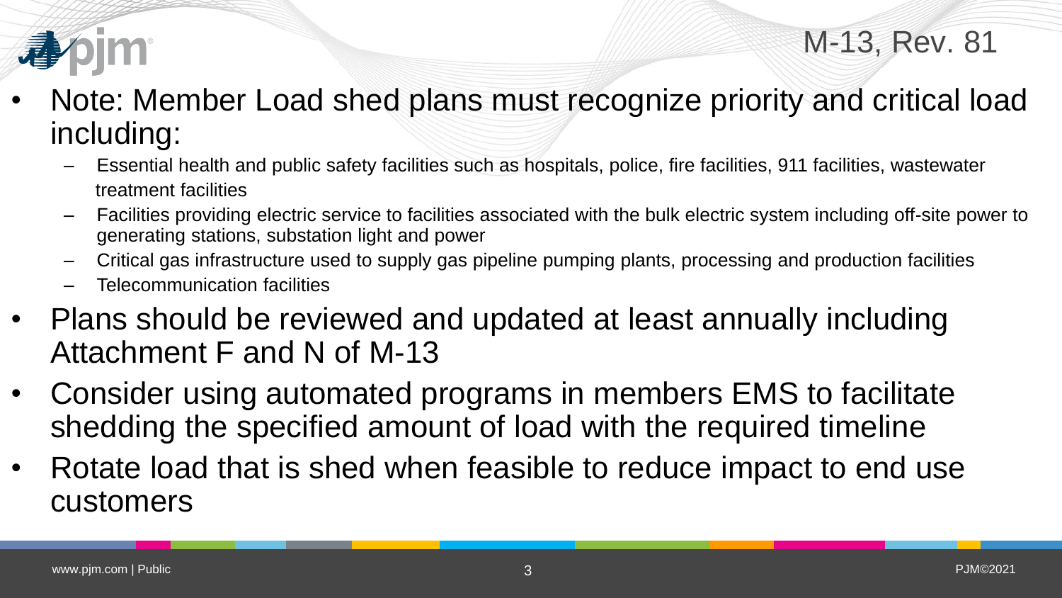## M-13, Rev. 81

- Note: Member Load shed plans must recognize priority and critical load including:
  - Essential health and public safety facilities such as hospitals, police, fire facilities, 911 facilities, wastewater treatment facilities
  - Facilities providing electric service to facilities associated with the bulk electric system including off-site power to generating stations, substation light and power
  - Critical gas infrastructure used to supply gas pipeline pumping plants, processing and production facilities
  - Telecommunication facilities
- Plans should be reviewed and updated at least annually including Attachment F and N of M-13
- Consider using automated programs in members EMS to facilitate shedding the specified amount of load with the required timeline
- Rotate load that is shed when feasible to reduce impact to end use customers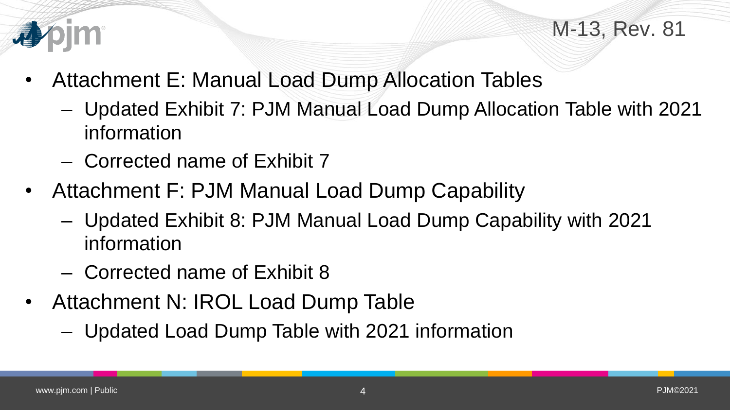M-13, Rev. 81

- Attachment E: Manual Load Dump Allocation Tables
  - Updated Exhibit 7: PJM Manual Load Dump Allocation Table with 2021 information
  - Corrected name of Exhibit 7
- Attachment F: PJM Manual Load Dump Capability
  - Updated Exhibit 8: PJM Manual Load Dump Capability with 2021 information
  - Corrected name of Exhibit 8
- Attachment N: IROL Load Dump Table
  - Updated Load Dump Table with 2021 information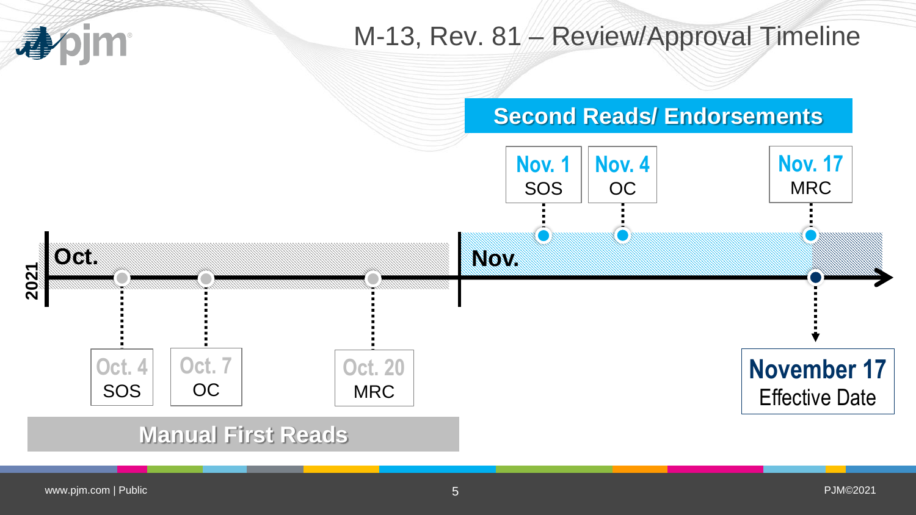# M-13, Rev. 81 – Review/Approval Timeline

**2021**

**Oct.**

**Manual First Reads**

- Oct. 4 – SOS
- Oct. 7 – OC
- Oct. 20 – MRC

**Nov.**

**Second Reads/ Endorsements**

- Nov. 1 – SOS
- Nov. 4 – OC
- Nov. 17 – MRC

**November 17**
Effective Date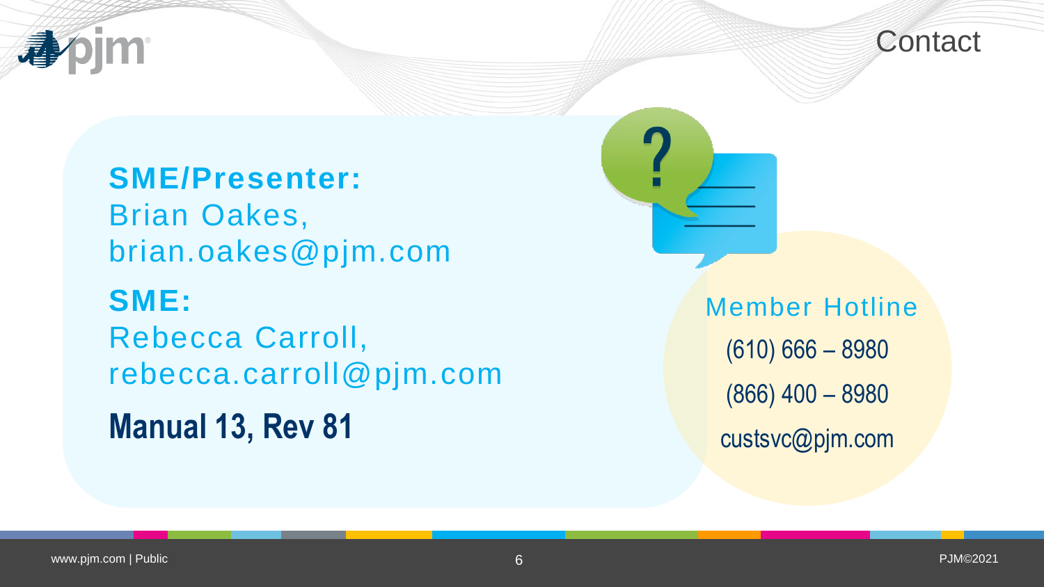# Contact

**SME/Presenter:**
Brian Oakes,
brian.oakes@pjm.com

**SME:**
Rebecca Carroll,
rebecca.carroll@pjm.com

**Manual 13, Rev 81**

Member Hotline

(610) 666 – 8980

(866) 400 – 8980

custsvc@pjm.com